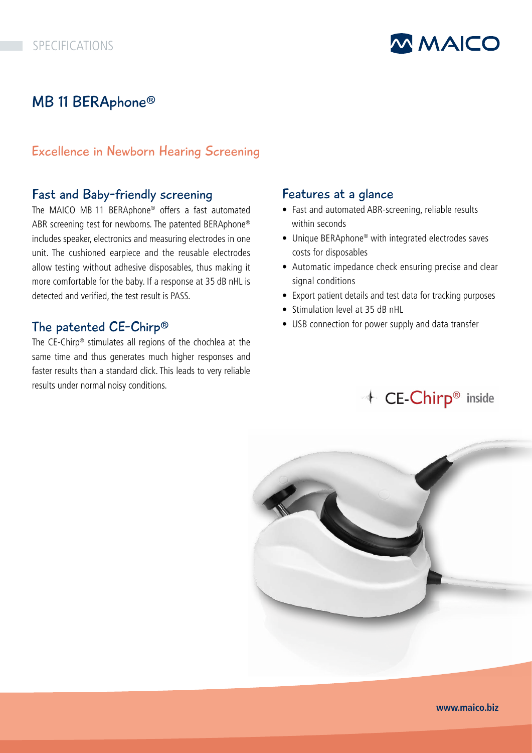SPECIFICATIONS

MAICO

# MB 11 BERAphone®

## Excellence in Newborn Hearing Screening

### Fast and Baby-friendly screening

The MAICO MB 11 BERAphone® offers a fast automated ABR screening test for newborns. The patented BERAphone® includes speaker, electronics and measuring electrodes in one unit. The cushioned earpiece and the reusable electrodes allow testing without adhesive disposables, thus making it more comfortable for the baby. If a response at 35 dB nHL is detected and verified, the test result is PASS.

### The patented CE-Chirp®

The CE-Chirp® stimulates all regions of the chochlea at the same time and thus generates much higher responses and faster results than a standard click. This leads to very reliable results under normal noisy conditions.

### Features at a glance

- Fast and automated ABR-screening, reliable results within seconds
- Unique BERAphone® with integrated electrodes saves costs for disposables
- Automatic impedance check ensuring precise and clear signal conditions
- Export patient details and test data for tracking purposes
- Stimulation level at 35 dB nHL
- USB connection for power supply and data transfer

CE-Chirp® inside

www.maico.biz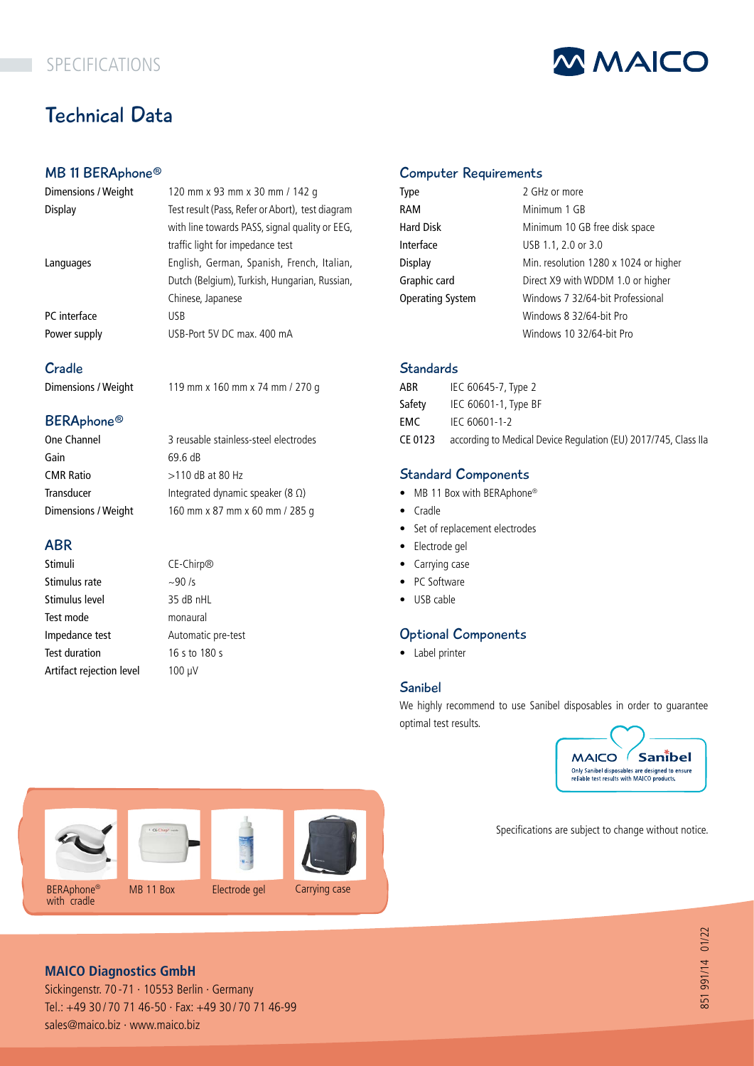SPECIFICATIONS

MAICO

# Technical Data

## MB 11 BERAphone®

| | |
|---|---|
| Dimensions / Weight | 120 mm x 93 mm x 30 mm / 142 g |
| Display | Test result (Pass, Refer or Abort), test diagram with line towards PASS, signal quality or EEG, traffic light for impedance test |
| Languages | English, German, Spanish, French, Italian, Dutch (Belgium), Turkish, Hungarian, Russian, Chinese, Japanese |
| PC interface | USB |
| Power supply | USB-Port 5V DC max. 400 mA |

## Cradle

| | |
|---|---|
| Dimensions / Weight | 119 mm x 160 mm x 74 mm / 270 g |

## BERAphone®

| | |
|---|---|
| One Channel | 3 reusable stainless-steel electrodes |
| Gain | 69.6 dB |
| CMR Ratio | >110 dB at 80 Hz |
| Transducer | Integrated dynamic speaker (8 Ω) |
| Dimensions / Weight | 160 mm x 87 mm x 60 mm / 285 g |

## ABR

| | |
|---|---|
| Stimuli | CE-Chirp® |
| Stimulus rate | ~90 /s |
| Stimulus level | 35 dB nHL |
| Test mode | monaural |
| Impedance test | Automatic pre-test |
| Test duration | 16 s to 180 s |
| Artifact rejection level | 100 µV |

## Computer Requirements

| | |
|---|---|
| Type | 2 GHz or more |
| RAM | Minimum 1 GB |
| Hard Disk | Minimum 10 GB free disk space |
| Interface | USB 1.1, 2.0 or 3.0 |
| Display | Min. resolution 1280 x 1024 or higher |
| Graphic card | Direct X9 with WDDM 1.0 or higher |
| Operating System | Windows 7 32/64-bit Professional<br>Windows 8 32/64-bit Pro<br>Windows 10 32/64-bit Pro |

## Standards

| | |
|---|---|
| ABR | IEC 60645-7, Type 2 |
| Safety | IEC 60601-1, Type BF |
| EMC | IEC 60601-1-2 |
| CE 0123 | according to Medical Device Regulation (EU) 2017/745, Class IIa |

## Standard Components

- MB 11 Box with BERAphone®
- Cradle
- Set of replacement electrodes
- Electrode gel
- Carrying case
- PC Software
- USB cable

## Optional Components

- Label printer

## Sanibel

We highly recommend to use Sanibel disposables in order to guarantee optimal test results.

MAICO Sanibel
Only Sanibel disposables are designed to ensure reliable test results with MAICO products.

BERAphone® with cradle

MB 11 Box

Electrode gel

Carrying case

Specifications are subject to change without notice.

**MAICO Diagnostics GmbH**
Sickingenstr. 70-71 · 10553 Berlin · Germany
Tel.: +49 30/70 71 46-50 · Fax: +49 30/70 71 46-99
sales@maico.biz · www.maico.biz

851 991/14 01/22